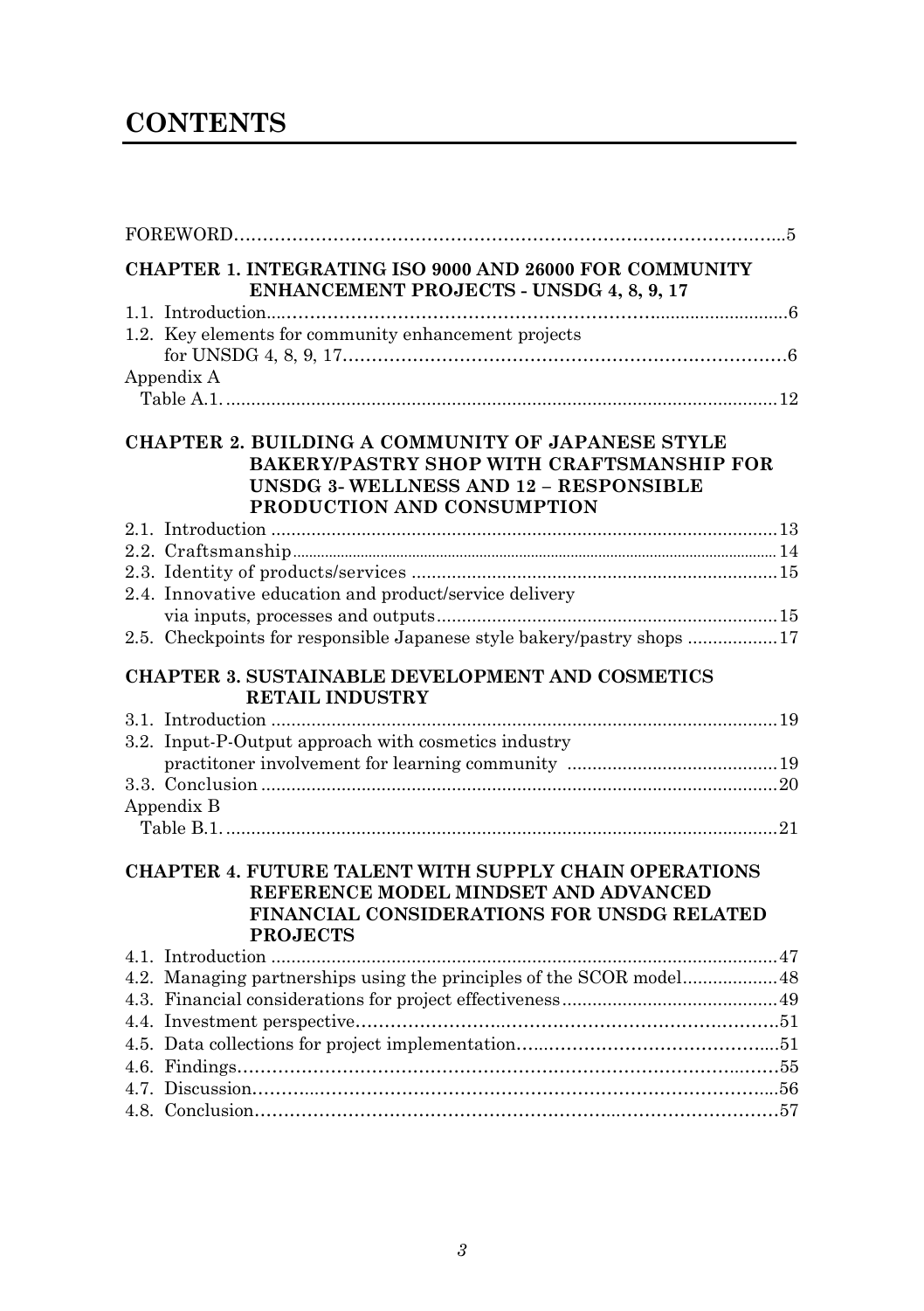# CONTENTS

FOREWORD......5

**CHAPTER 1. INTEGRATING ISO 9000 AND 26000 FOR COMMUNITY ENHANCEMENT PROJECTS - UNSDG 4, 8, 9, 17**

1.1. Introduction......6
1.2. Key elements for community enhancement projects for UNSDG 4, 8, 9, 17......6
Appendix A
Table A.1......12

**CHAPTER 2. BUILDING A COMMUNITY OF JAPANESE STYLE BAKERY/PASTRY SHOP WITH CRAFTSMANSHIP FOR UNSDG 3- WELLNESS AND 12 – RESPONSIBLE PRODUCTION AND CONSUMPTION**

2.1. Introduction......13
2.2. Craftsmanship......14
2.3. Identity of products/services......15
2.4. Innovative education and product/service delivery via inputs, processes and outputs......15
2.5. Checkpoints for responsible Japanese style bakery/pastry shops......17

**CHAPTER 3. SUSTAINABLE DEVELOPMENT AND COSMETICS RETAIL INDUSTRY**

3.1. Introduction......19
3.2. Input-P-Output approach with cosmetics industry practitoner involvement for learning community......19
3.3. Conclusion......20
Appendix B
Table B.1......21

**CHAPTER 4. FUTURE TALENT WITH SUPPLY CHAIN OPERATIONS REFERENCE MODEL MINDSET AND ADVANCED FINANCIAL CONSIDERATIONS FOR UNSDG RELATED PROJECTS**

4.1. Introduction......47
4.2. Managing partnerships using the principles of the SCOR model......48
4.3. Financial considerations for project effectiveness......49
4.4. Investment perspective......51
4.5. Data collections for project implementation......51
4.6. Findings......55
4.7. Discussion......56
4.8. Conclusion......57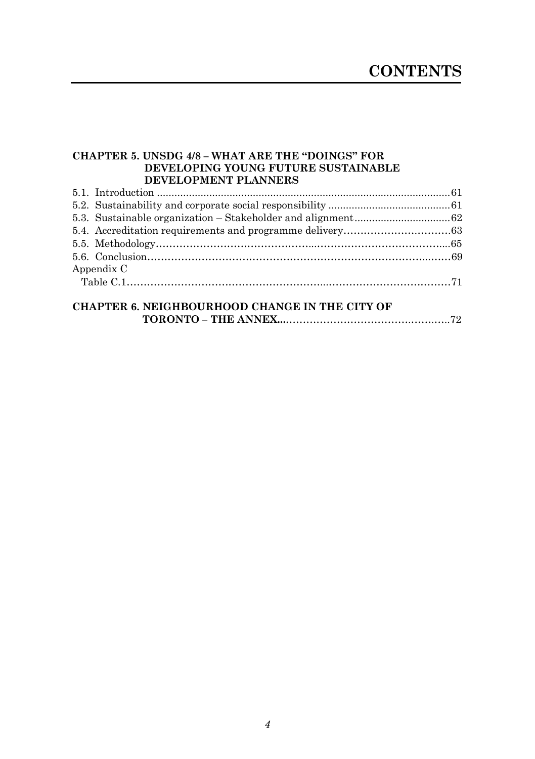# CONTENTS

**CHAPTER 5. UNSDG 4/8 – WHAT ARE THE "DOINGS" FOR DEVELOPING YOUNG FUTURE SUSTAINABLE DEVELOPMENT PLANNERS**

5.1. Introduction ........................................................................................................61
5.2. Sustainability and corporate social responsibility ............................................61
5.3. Sustainable organization – Stakeholder and alignment.....................................62
5.4. Accreditation requirements and programme delivery.......................................63
5.5. Methodology........................................................................................................65
5.6. Conclusion...........................................................................................................69
Appendix C
Table C.1..................................................................................................................71

**CHAPTER 6. NEIGHBOURHOOD CHANGE IN THE CITY OF TORONTO – THE ANNEX**...........................................................72